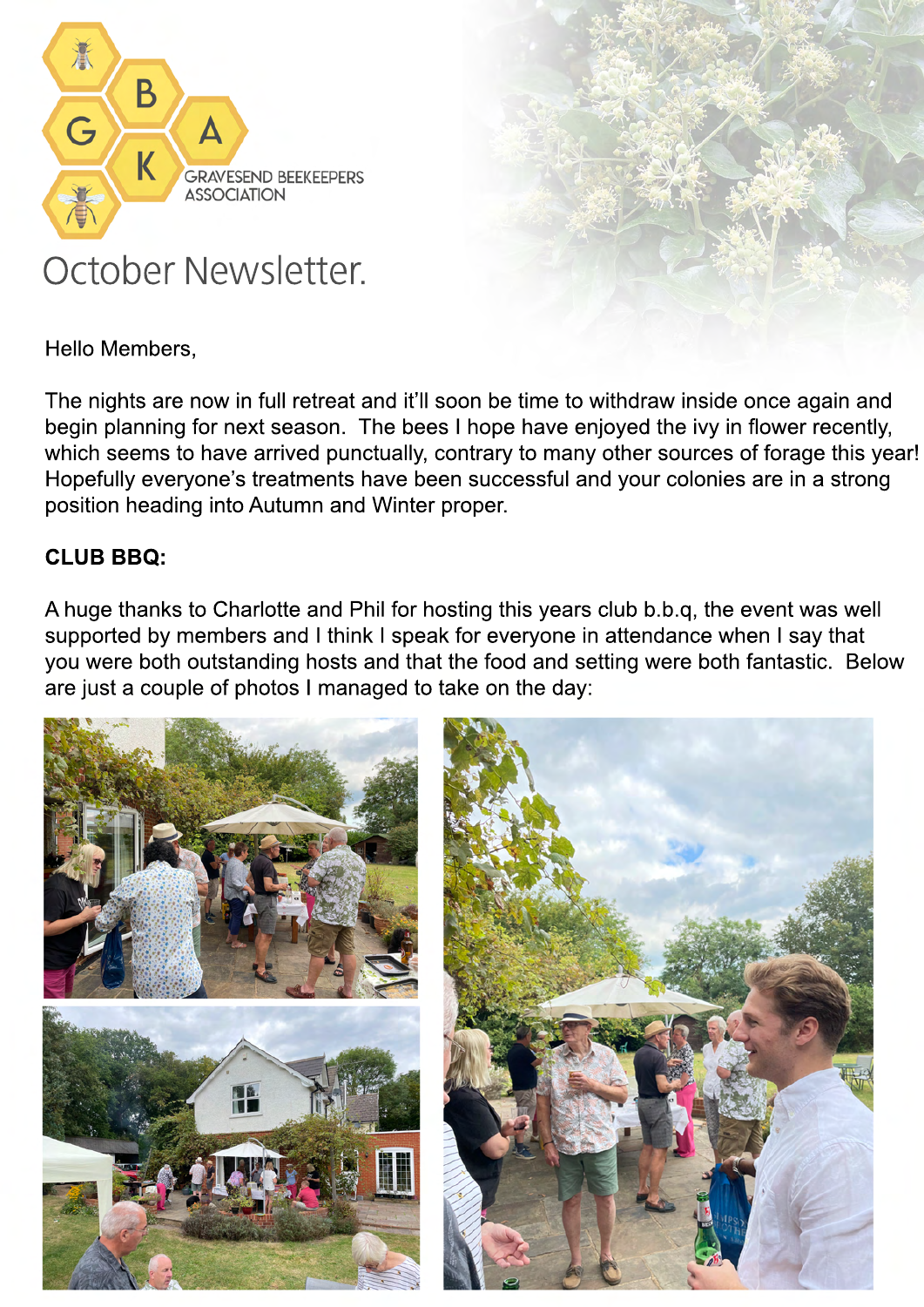GRAVESEND BEEKEEPERS ASSOCIATION

# October Newsletter.

Hello Members,

The nights are now in full retreat and it'll soon be time to withdraw inside once again and begin planning for next season. The bees I hope have enjoyed the ivy in flower recently, which seems to have arrived punctually, contrary to many other sources of forage this year! Hopefully everyone's treatments have been successful and your colonies are in a strong position heading into Autumn and Winter proper.

**CLUB BBQ:**

A huge thanks to Charlotte and Phil for hosting this years club b.b.q, the event was well supported by members and I think I speak for everyone in attendance when I say that you were both outstanding hosts and that the food and setting were both fantastic. Below are just a couple of photos I managed to take on the day: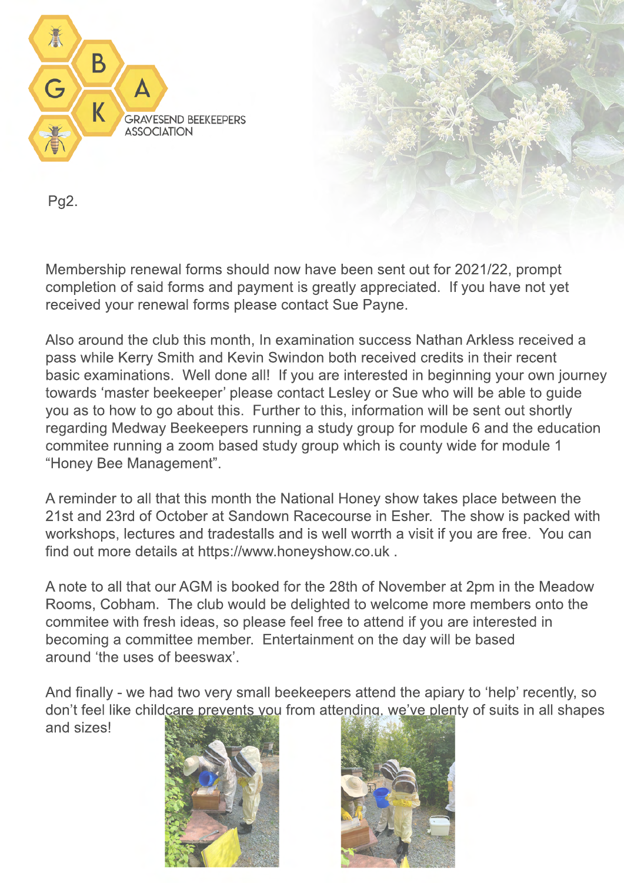GRAVESEND BEEKEEPERS ASSOCIATION

Pg2.

Membership renewal forms should now have been sent out for 2021/22, prompt completion of said forms and payment is greatly appreciated. If you have not yet received your renewal forms please contact Sue Payne.

Also around the club this month, In examination success Nathan Arkless received a pass while Kerry Smith and Kevin Swindon both received credits in their recent basic examinations. Well done all! If you are interested in beginning your own journey towards 'master beekeeper' please contact Lesley or Sue who will be able to guide you as to how to go about this. Further to this, information will be sent out shortly regarding Medway Beekeepers running a study group for module 6 and the education commitee running a zoom based study group which is county wide for module 1 "Honey Bee Management".

A reminder to all that this month the National Honey show takes place between the 21st and 23rd of October at Sandown Racecourse in Esher. The show is packed with workshops, lectures and tradestalls and is well worrth a visit if you are free. You can find out more details at https://www.honeyshow.co.uk .

A note to all that our AGM is booked for the 28th of November at 2pm in the Meadow Rooms, Cobham. The club would be delighted to welcome more members onto the commitee with fresh ideas, so please feel free to attend if you are interested in becoming a committee member. Entertainment on the day will be based around 'the uses of beeswax'.

And finally - we had two very small beekeepers attend the apiary to 'help' recently, so don't feel like childcare prevents you from attending, we've plenty of suits in all shapes and sizes!